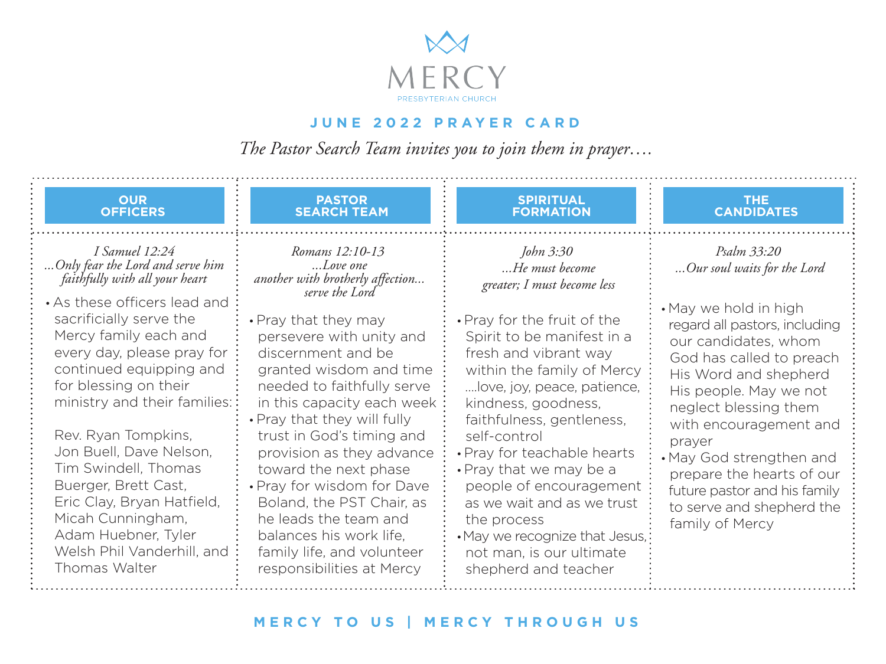# MERCY

PRESBYTERIAN CHURCH

## JUNE 2022 PRAYER CARD

*The Pastor Search Team invites you to join them in prayer….*

### OUR OFFICERS

*I Samuel 12:24*
*…Only fear the Lord and serve him faithfully with all your heart*

- As these officers lead and sacrificially serve the Mercy family each and every day, please pray for continued equipping and for blessing on their ministry and their families:

  Rev. Ryan Tompkins, Jon Buell, Dave Nelson, Tim Swindell, Thomas Buerger, Brett Cast, Eric Clay, Bryan Hatfield, Micah Cunningham, Adam Huebner, Tyler Welsh Phil Vanderhill, and Thomas Walter

### PASTOR SEARCH TEAM

*Romans 12:10-13*
*…Love one another with brotherly affection… serve the Lord*

- Pray that they may persevere with unity and discernment and be granted wisdom and time needed to faithfully serve in this capacity each week
- Pray that they will fully trust in God's timing and provision as they advance toward the next phase
- Pray for wisdom for Dave Boland, the PST Chair, as he leads the team and balances his work life, family life, and volunteer responsibilities at Mercy

### SPIRITUAL FORMATION

*John 3:30*
*…He must become greater; I must become less*

- Pray for the fruit of the Spirit to be manifest in a fresh and vibrant way within the family of Mercy ….love, joy, peace, patience, kindness, goodness, faithfulness, gentleness, self-control
- Pray for teachable hearts
- Pray that we may be a people of encouragement as we wait and as we trust the process
- May we recognize that Jesus, not man, is our ultimate shepherd and teacher

### THE CANDIDATES

*Psalm 33:20*
*…Our soul waits for the Lord*

- May we hold in high regard all pastors, including our candidates, whom God has called to preach His Word and shepherd His people. May we not neglect blessing them with encouragement and prayer
- May God strengthen and prepare the hearts of our future pastor and his family to serve and shepherd the family of Mercy

**MERCY TO US | MERCY THROUGH US**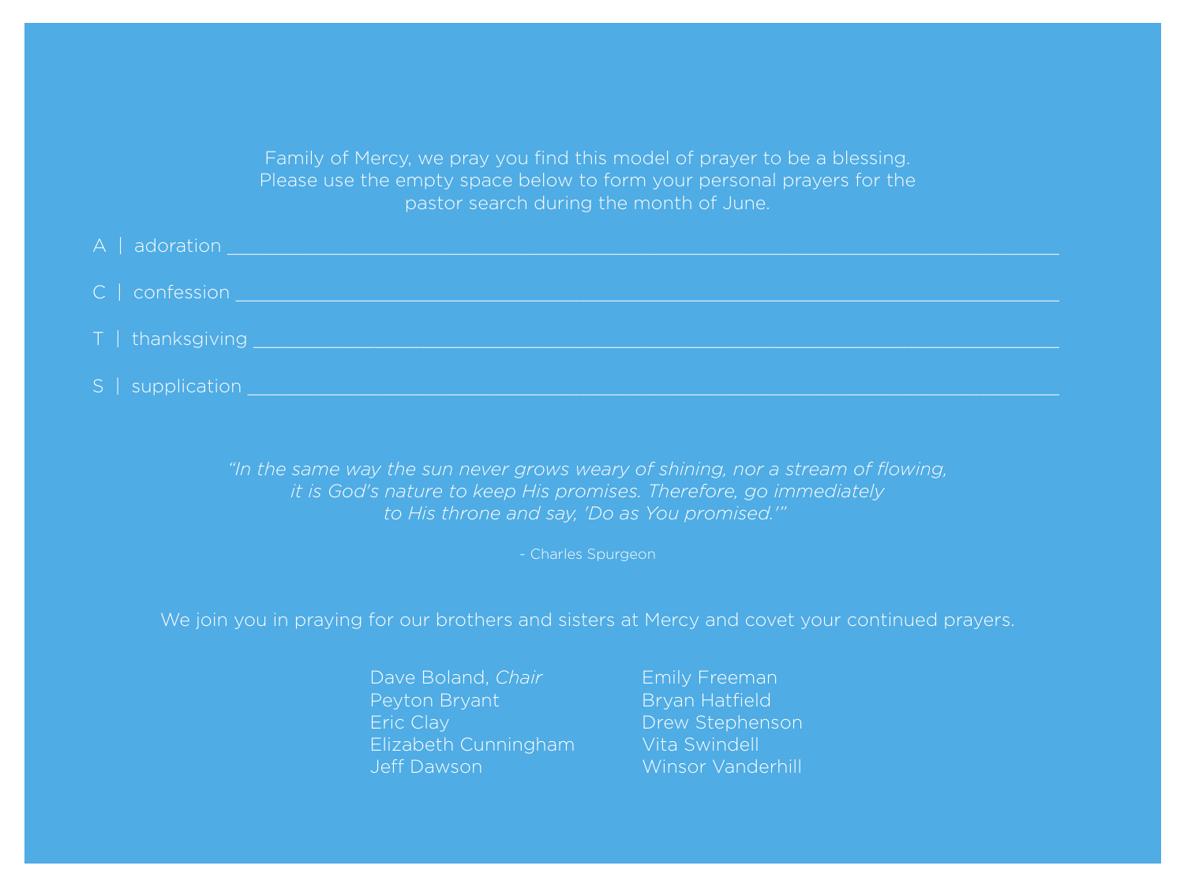Family of Mercy, we pray you find this model of prayer to be a blessing. Please use the empty space below to form your personal prayers for the pastor search during the month of June.

A | adoration ________________________________________________________________________________

C | confession ________________________________________________________________________________

T | thanksgiving ______________________________________________________________________________

S | supplication ______________________________________________________________________________

*"In the same way the sun never grows weary of shining, nor a stream of flowing, it is God's nature to keep His promises. Therefore, go immediately to His throne and say, 'Do as You promised.'"*

- Charles Spurgeon

We join you in praying for our brothers and sisters at Mercy and covet your continued prayers.

Dave Boland, *Chair*
Peyton Bryant
Eric Clay
Elizabeth Cunningham
Jeff Dawson
Emily Freeman
Bryan Hatfield
Drew Stephenson
Vita Swindell
Winsor Vanderhill